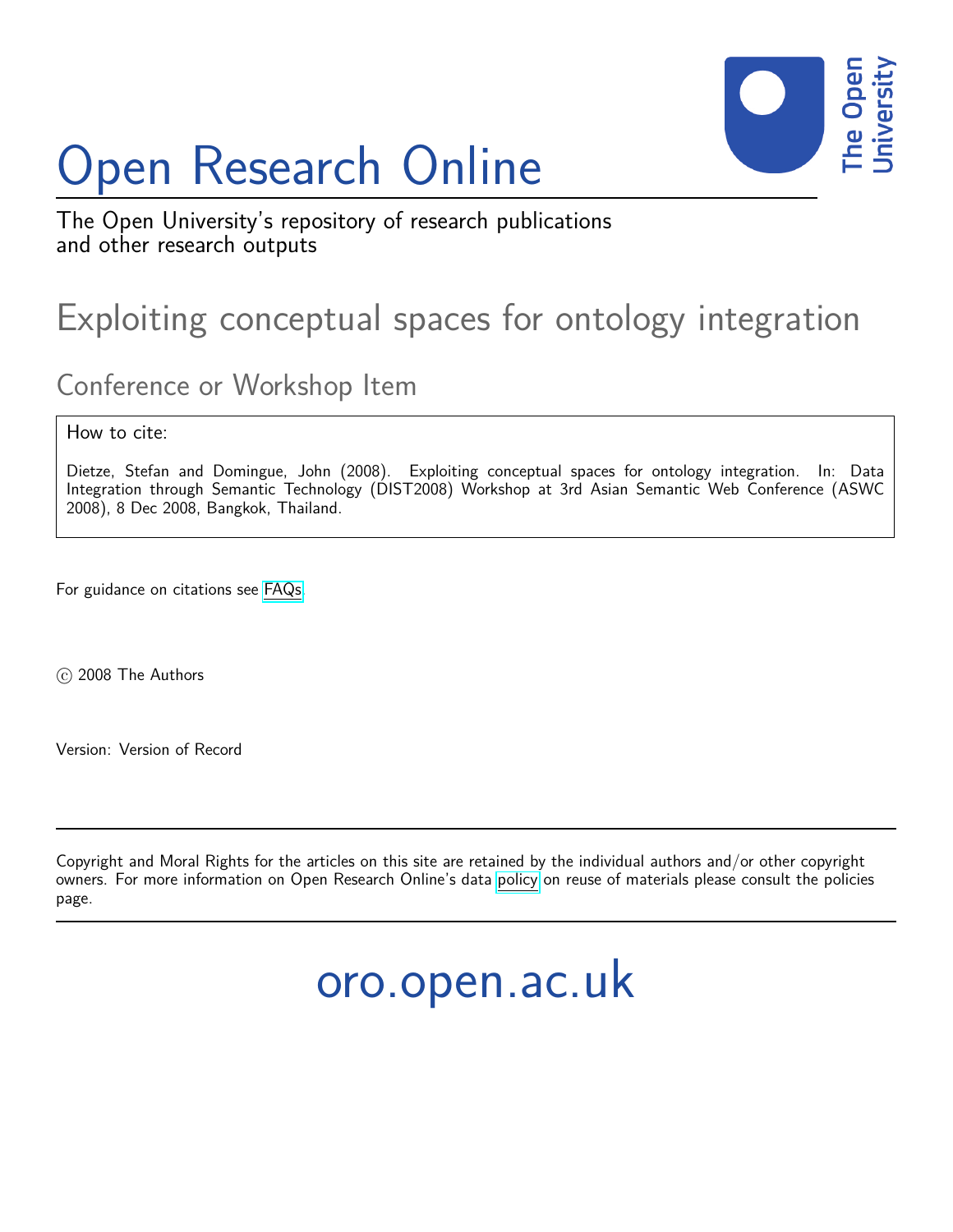# Open Research Online

The Open University's repository of research publications and other research outputs

## Exploiting conceptual spaces for ontology integration

### Conference or Workshop Item

How to cite:

Dietze, Stefan and Domingue, John (2008). Exploiting conceptual spaces for ontology integration. In: Data Integration through Semantic Technology (DIST2008) Workshop at 3rd Asian Semantic Web Conference (ASWC 2008), 8 Dec 2008, Bangkok, Thailand.

For guidance on citations see FAQs.

© 2008 The Authors

Version: Version of Record

---

Copyright and Moral Rights for the articles on this site are retained by the individual authors and/or other copyright owners. For more information on Open Research Online's data policy on reuse of materials please consult the policies page.

---

oro.open.ac.uk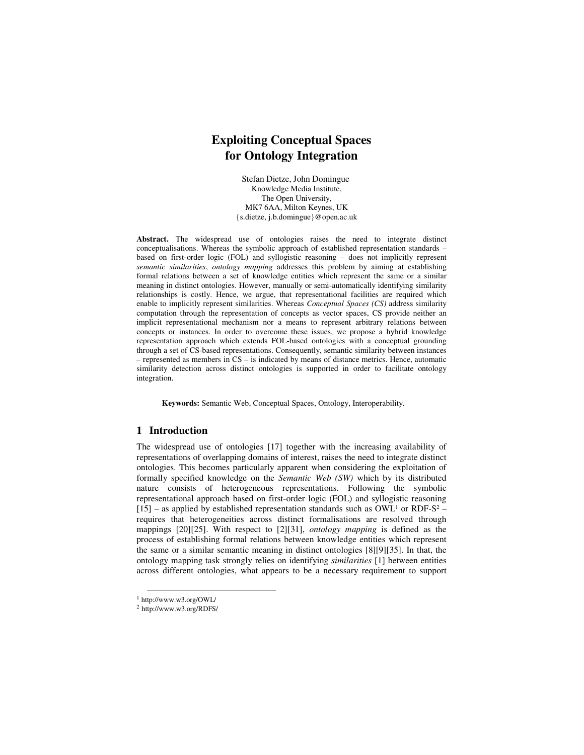# Exploiting Conceptual Spaces for Ontology Integration

Stefan Dietze, John Domingue

Knowledge Media Institute,
The Open University,
MK7 6AA, Milton Keynes, UK
{s.dietze, j.b.domingue}@open.ac.uk

**Abstract.** The widespread use of ontologies raises the need to integrate distinct conceptualisations. Whereas the symbolic approach of established representation standards – based on first-order logic (FOL) and syllogistic reasoning – does not implicitly represent *semantic similarities*, *ontology mapping* addresses this problem by aiming at establishing formal relations between a set of knowledge entities which represent the same or a similar meaning in distinct ontologies. However, manually or semi-automatically identifying similarity relationships is costly. Hence, we argue, that representational facilities are required which enable to implicitly represent similarities. Whereas *Conceptual Spaces (CS)* address similarity computation through the representation of concepts as vector spaces, CS provide neither an implicit representational mechanism nor a means to represent arbitrary relations between concepts or instances. In order to overcome these issues, we propose a hybrid knowledge representation approach which extends FOL-based ontologies with a conceptual grounding through a set of CS-based representations. Consequently, semantic similarity between instances – represented as members in CS – is indicated by means of distance metrics. Hence, automatic similarity detection across distinct ontologies is supported in order to facilitate ontology integration.

**Keywords:** Semantic Web, Conceptual Spaces, Ontology, Interoperability.

## 1 Introduction

The widespread use of ontologies [17] together with the increasing availability of representations of overlapping domains of interest, raises the need to integrate distinct ontologies. This becomes particularly apparent when considering the exploitation of formally specified knowledge on the *Semantic Web (SW)* which by its distributed nature consists of heterogeneous representations. Following the symbolic representational approach based on first-order logic (FOL) and syllogistic reasoning [15] – as applied by established representation standards such as OWL[1] or RDF-S[2] – requires that heterogeneities across distinct formalisations are resolved through mappings [20][25]. With respect to [2][31], *ontology mapping* is defined as the process of establishing formal relations between knowledge entities which represent the same or a similar semantic meaning in distinct ontologies [8][9][35]. In that, the ontology mapping task strongly relies on identifying *similarities* [1] between entities across different ontologies, what appears to be a necessary requirement to support

---

[1] http://www.w3.org/OWL/

[2] http://www.w3.org/RDFS/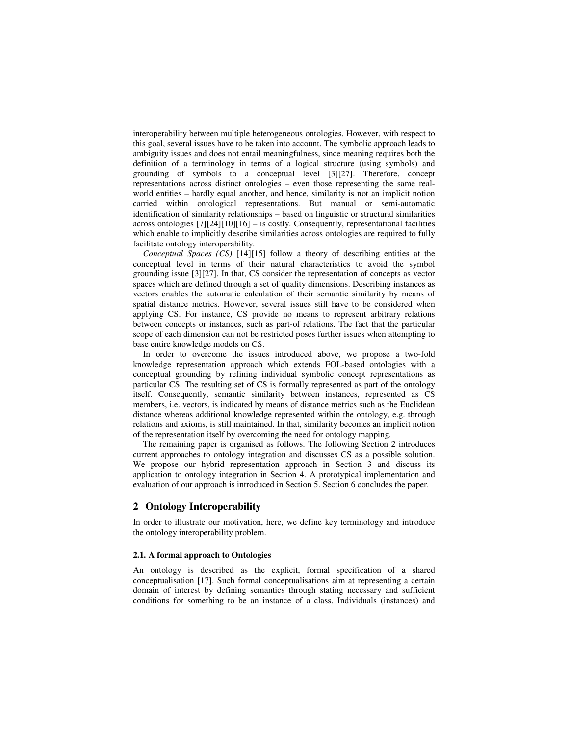interoperability between multiple heterogeneous ontologies. However, with respect to this goal, several issues have to be taken into account. The symbolic approach leads to ambiguity issues and does not entail meaningfulness, since meaning requires both the definition of a terminology in terms of a logical structure (using symbols) and grounding of symbols to a conceptual level [3][27]. Therefore, concept representations across distinct ontologies – even those representing the same real-world entities – hardly equal another, and hence, similarity is not an implicit notion carried within ontological representations. But manual or semi-automatic identification of similarity relationships – based on linguistic or structural similarities across ontologies [7][24][10][16] – is costly. Consequently, representational facilities which enable to implicitly describe similarities across ontologies are required to fully facilitate ontology interoperability.

*Conceptual Spaces (CS)* [14][15] follow a theory of describing entities at the conceptual level in terms of their natural characteristics to avoid the symbol grounding issue [3][27]. In that, CS consider the representation of concepts as vector spaces which are defined through a set of quality dimensions. Describing instances as vectors enables the automatic calculation of their semantic similarity by means of spatial distance metrics. However, several issues still have to be considered when applying CS. For instance, CS provide no means to represent arbitrary relations between concepts or instances, such as part-of relations. The fact that the particular scope of each dimension can not be restricted poses further issues when attempting to base entire knowledge models on CS.

In order to overcome the issues introduced above, we propose a two-fold knowledge representation approach which extends FOL-based ontologies with a conceptual grounding by refining individual symbolic concept representations as particular CS. The resulting set of CS is formally represented as part of the ontology itself. Consequently, semantic similarity between instances, represented as CS members, i.e. vectors, is indicated by means of distance metrics such as the Euclidean distance whereas additional knowledge represented within the ontology, e.g. through relations and axioms, is still maintained. In that, similarity becomes an implicit notion of the representation itself by overcoming the need for ontology mapping.

The remaining paper is organised as follows. The following Section 2 introduces current approaches to ontology integration and discusses CS as a possible solution. We propose our hybrid representation approach in Section 3 and discuss its application to ontology integration in Section 4. A prototypical implementation and evaluation of our approach is introduced in Section 5. Section 6 concludes the paper.

## 2 Ontology Interoperability

In order to illustrate our motivation, here, we define key terminology and introduce the ontology interoperability problem.

### 2.1. A formal approach to Ontologies

An ontology is described as the explicit, formal specification of a shared conceptualisation [17]. Such formal conceptualisations aim at representing a certain domain of interest by defining semantics through stating necessary and sufficient conditions for something to be an instance of a class. Individuals (instances) and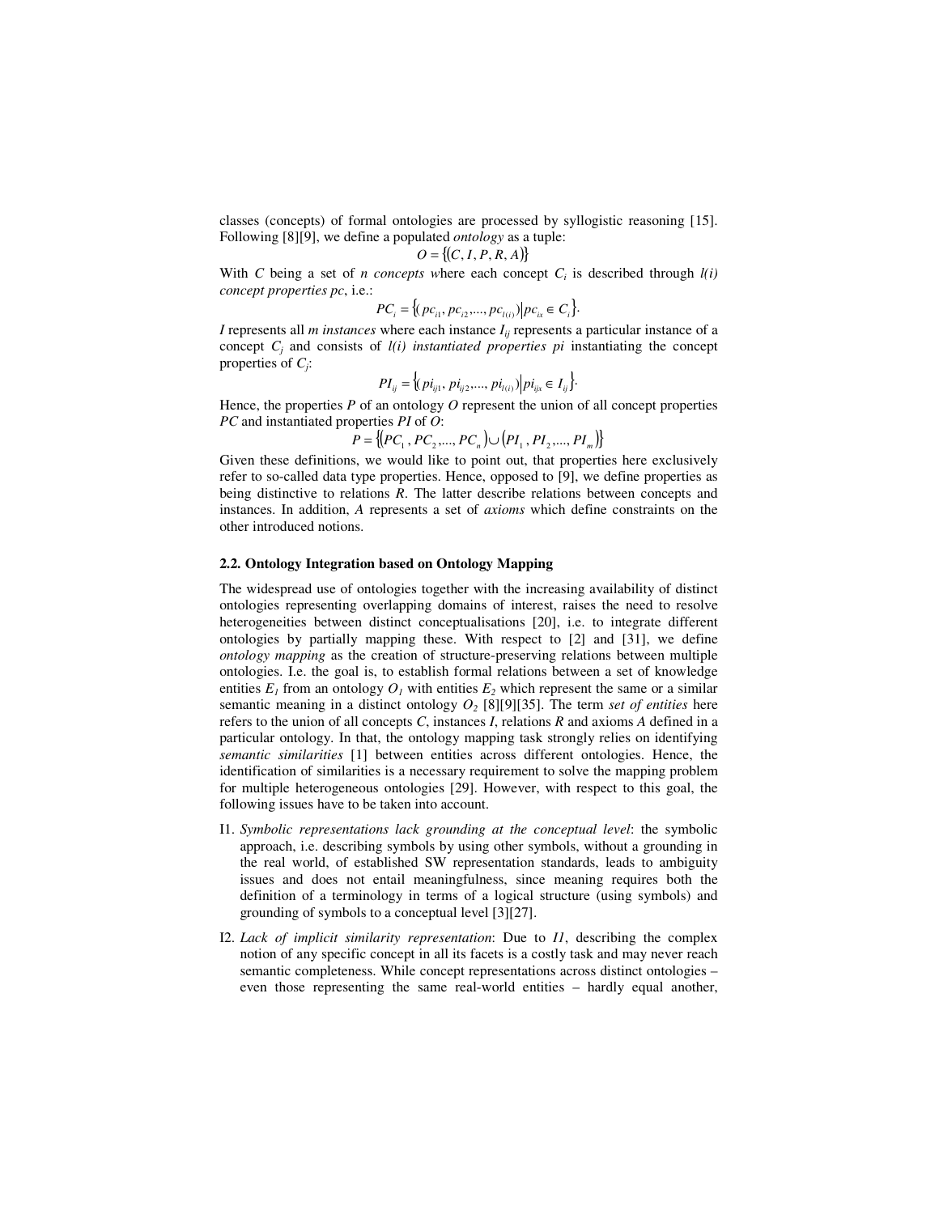classes (concepts) of formal ontologies are processed by syllogistic reasoning [15]. Following [8][9], we define a populated *ontology* as a tuple:

$$O = \{(C, I, P, R, A)\}$$

With $C$ being a set of $n$ *concepts* where each concept $C_i$ is described through *l(i) concept properties pc*, i.e.:

$$PC_i = \{(pc_{i1}, pc_{i2}, ..., pc_{l(i)}) | pc_{ix} \in C_i\}.$$

$I$ represents all $m$ *instances* where each instance $I_{ij}$ represents a particular instance of a concept $C_j$ and consists of *l(i) instantiated properties pi* instantiating the concept properties of $C_j$:

$$PI_{ij} = \{(pi_{ij1}, pi_{ij2}, ..., pi_{l(i)}) | pi_{ijx} \in I_{ij}\}.$$

Hence, the properties $P$ of an ontology $O$ represent the union of all concept properties $PC$ and instantiated properties $PI$ of $O$:

$$P = \{(PC_1, PC_2, ..., PC_n) \cup (PI_1, PI_2, ..., PI_m)\}$$

Given these definitions, we would like to point out, that properties here exclusively refer to so-called data type properties. Hence, opposed to [9], we define properties as being distinctive to relations $R$. The latter describe relations between concepts and instances. In addition, $A$ represents a set of *axioms* which define constraints on the other introduced notions.

### 2.2. Ontology Integration based on Ontology Mapping

The widespread use of ontologies together with the increasing availability of distinct ontologies representing overlapping domains of interest, raises the need to resolve heterogeneities between distinct conceptualisations [20], i.e. to integrate different ontologies by partially mapping these. With respect to [2] and [31], we define *ontology mapping* as the creation of structure-preserving relations between multiple ontologies. I.e. the goal is, to establish formal relations between a set of knowledge entities $E_1$ from an ontology $O_1$ with entities $E_2$ which represent the same or a similar semantic meaning in a distinct ontology $O_2$ [8][9][35]. The term *set of entities* here refers to the union of all concepts $C$, instances $I$, relations $R$ and axioms $A$ defined in a particular ontology. In that, the ontology mapping task strongly relies on identifying *semantic similarities* [1] between entities across different ontologies. Hence, the identification of similarities is a necessary requirement to solve the mapping problem for multiple heterogeneous ontologies [29]. However, with respect to this goal, the following issues have to be taken into account.

I1. *Symbolic representations lack grounding at the conceptual level*: the symbolic approach, i.e. describing symbols by using other symbols, without a grounding in the real world, of established SW representation standards, leads to ambiguity issues and does not entail meaningfulness, since meaning requires both the definition of a terminology in terms of a logical structure (using symbols) and grounding of symbols to a conceptual level [3][27].

I2. *Lack of implicit similarity representation*: Due to *I1*, describing the complex notion of any specific concept in all its facets is a costly task and may never reach semantic completeness. While concept representations across distinct ontologies – even those representing the same real-world entities – hardly equal another,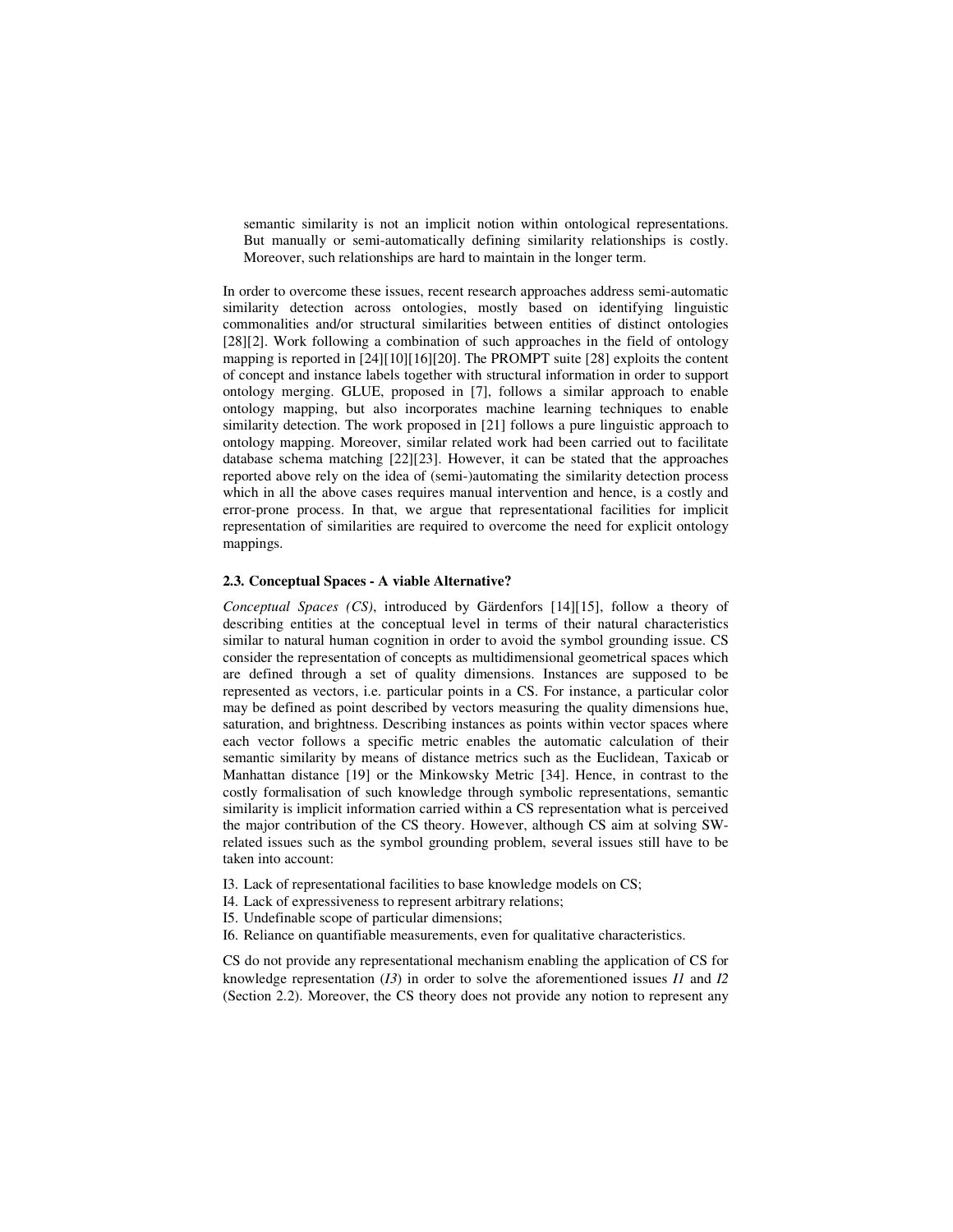semantic similarity is not an implicit notion within ontological representations. But manually or semi-automatically defining similarity relationships is costly. Moreover, such relationships are hard to maintain in the longer term.

In order to overcome these issues, recent research approaches address semi-automatic similarity detection across ontologies, mostly based on identifying linguistic commonalities and/or structural similarities between entities of distinct ontologies [28][2]. Work following a combination of such approaches in the field of ontology mapping is reported in [24][10][16][20]. The PROMPT suite [28] exploits the content of concept and instance labels together with structural information in order to support ontology merging. GLUE, proposed in [7], follows a similar approach to enable ontology mapping, but also incorporates machine learning techniques to enable similarity detection. The work proposed in [21] follows a pure linguistic approach to ontology mapping. Moreover, similar related work had been carried out to facilitate database schema matching [22][23]. However, it can be stated that the approaches reported above rely on the idea of (semi-)automating the similarity detection process which in all the above cases requires manual intervention and hence, is a costly and error-prone process. In that, we argue that representational facilities for implicit representation of similarities are required to overcome the need for explicit ontology mappings.

### 2.3. Conceptual Spaces - A viable Alternative?

*Conceptual Spaces (CS)*, introduced by Gärdenfors [14][15], follow a theory of describing entities at the conceptual level in terms of their natural characteristics similar to natural human cognition in order to avoid the symbol grounding issue. CS consider the representation of concepts as multidimensional geometrical spaces which are defined through a set of quality dimensions. Instances are supposed to be represented as vectors, i.e. particular points in a CS. For instance, a particular color may be defined as point described by vectors measuring the quality dimensions hue, saturation, and brightness. Describing instances as points within vector spaces where each vector follows a specific metric enables the automatic calculation of their semantic similarity by means of distance metrics such as the Euclidean, Taxicab or Manhattan distance [19] or the Minkowsky Metric [34]. Hence, in contrast to the costly formalisation of such knowledge through symbolic representations, semantic similarity is implicit information carried within a CS representation what is perceived the major contribution of the CS theory. However, although CS aim at solving SW-related issues such as the symbol grounding problem, several issues still have to be taken into account:

I3. Lack of representational facilities to base knowledge models on CS;
I4. Lack of expressiveness to represent arbitrary relations;
I5. Undefinable scope of particular dimensions;
I6. Reliance on quantifiable measurements, even for qualitative characteristics.

CS do not provide any representational mechanism enabling the application of CS for knowledge representation (*I3*) in order to solve the aforementioned issues *I1* and *I2* (Section 2.2). Moreover, the CS theory does not provide any notion to represent any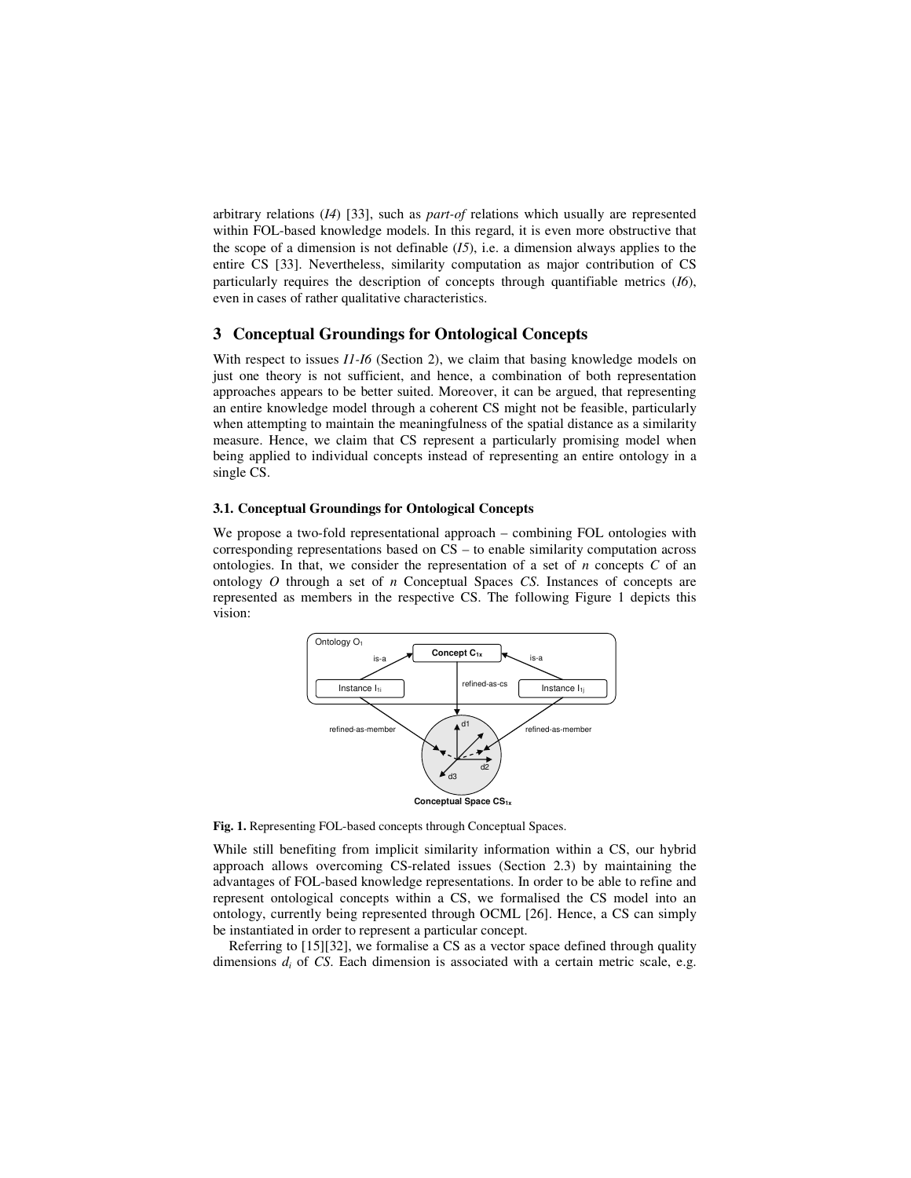arbitrary relations (*I4*) [33], such as *part-of* relations which usually are represented within FOL-based knowledge models. In this regard, it is even more obstructive that the scope of a dimension is not definable (*I5*), i.e. a dimension always applies to the entire CS [33]. Nevertheless, similarity computation as major contribution of CS particularly requires the description of concepts through quantifiable metrics (*I6*), even in cases of rather qualitative characteristics.

## 3 Conceptual Groundings for Ontological Concepts

With respect to issues *I1-I6* (Section 2), we claim that basing knowledge models on just one theory is not sufficient, and hence, a combination of both representation approaches appears to be better suited. Moreover, it can be argued, that representing an entire knowledge model through a coherent CS might not be feasible, particularly when attempting to maintain the meaningfulness of the spatial distance as a similarity measure. Hence, we claim that CS represent a particularly promising model when being applied to individual concepts instead of representing an entire ontology in a single CS.

### 3.1. Conceptual Groundings for Ontological Concepts

We propose a two-fold representational approach – combining FOL ontologies with corresponding representations based on CS – to enable similarity computation across ontologies. In that, we consider the representation of a set of *n* concepts *C* of an ontology *O* through a set of *n* Conceptual Spaces *CS*. Instances of concepts are represented as members in the respective CS. The following Figure 1 depicts this vision:

**Fig. 1.** Representing FOL-based concepts through Conceptual Spaces.

While still benefiting from implicit similarity information within a CS, our hybrid approach allows overcoming CS-related issues (Section 2.3) by maintaining the advantages of FOL-based knowledge representations. In order to be able to refine and represent ontological concepts within a CS, we formalised the CS model into an ontology, currently being represented through OCML [26]. Hence, a CS can simply be instantiated in order to represent a particular concept.

Referring to [15][32], we formalise a CS as a vector space defined through quality dimensions $d_i$ of *CS*. Each dimension is associated with a certain metric scale, e.g.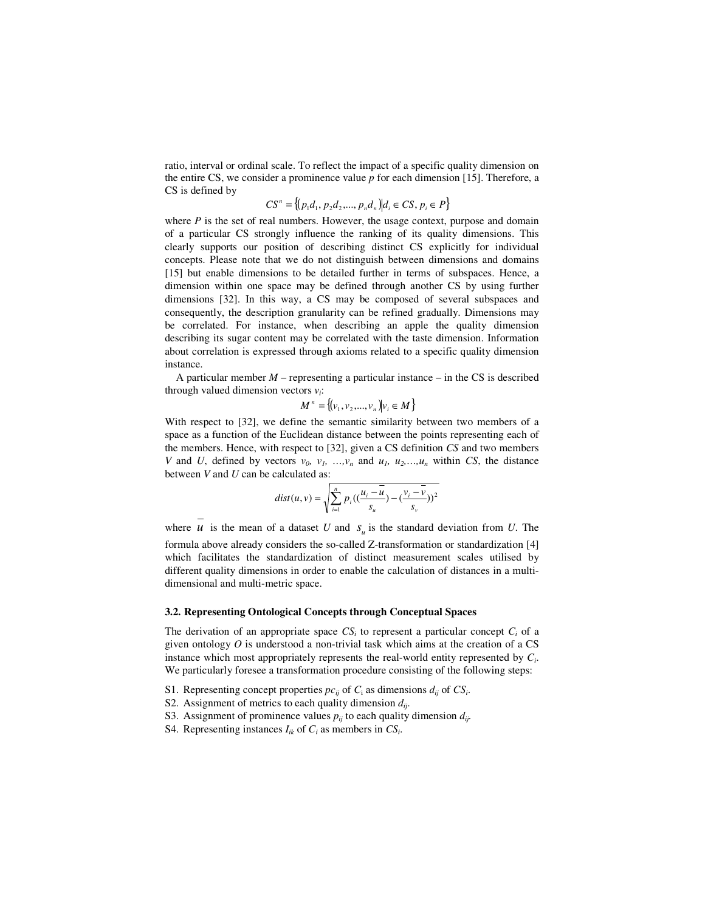ratio, interval or ordinal scale. To reflect the impact of a specific quality dimension on the entire CS, we consider a prominence value $p$ for each dimension [15]. Therefore, a CS is defined by

$$CS^n = \{(p_1 d_1, p_2 d_2, ..., p_n d_n) | d_i \in CS, p_i \in P\}$$

where $P$ is the set of real numbers. However, the usage context, purpose and domain of a particular CS strongly influence the ranking of its quality dimensions. This clearly supports our position of describing distinct CS explicitly for individual concepts. Please note that we do not distinguish between dimensions and domains [15] but enable dimensions to be detailed further in terms of subspaces. Hence, a dimension within one space may be defined through another CS by using further dimensions [32]. In this way, a CS may be composed of several subspaces and consequently, the description granularity can be refined gradually. Dimensions may be correlated. For instance, when describing an apple the quality dimension describing its sugar content may be correlated with the taste dimension. Information about correlation is expressed through axioms related to a specific quality dimension instance.

A particular member $M$ – representing a particular instance – in the CS is described through valued dimension vectors $v_i$:

$$M^n = \{(v_1, v_2, ..., v_n) | v_i \in M\}$$

With respect to [32], we define the semantic similarity between two members of a space as a function of the Euclidean distance between the points representing each of the members. Hence, with respect to [32], given a CS definition $CS$ and two members $V$ and $U$, defined by vectors $v_0, v_1, ..., v_n$ and $u_1, u_2, ..., u_n$ within $CS$, the distance between $V$ and $U$ can be calculated as:

$$dist(u,v) = \sqrt{\sum_{i=1}^{n} p_i \left(\left(\frac{u_i - \bar{u}}{s_u}\right) - \left(\frac{v_i - \bar{v}}{s_v}\right)\right)^2}$$

where $\bar{u}$ is the mean of a dataset $U$ and $s_u$ is the standard deviation from $U$. The formula above already considers the so-called Z-transformation or standardization [4] which facilitates the standardization of distinct measurement scales utilised by different quality dimensions in order to enable the calculation of distances in a multi-dimensional and multi-metric space.

### 3.2. Representing Ontological Concepts through Conceptual Spaces

The derivation of an appropriate space $CS_i$ to represent a particular concept $C_i$ of a given ontology $O$ is understood a non-trivial task which aims at the creation of a CS instance which most appropriately represents the real-world entity represented by $C_i$. We particularly foresee a transformation procedure consisting of the following steps:

- S1. Representing concept properties $pc_{ij}$ of $C_i$ as dimensions $d_{ij}$ of $CS_i$.
- S2. Assignment of metrics to each quality dimension $d_{ij}$.
- S3. Assignment of prominence values $p_{ij}$ to each quality dimension $d_{ij}$.
- S4. Representing instances $I_{ik}$ of $C_i$ as members in $CS_i$.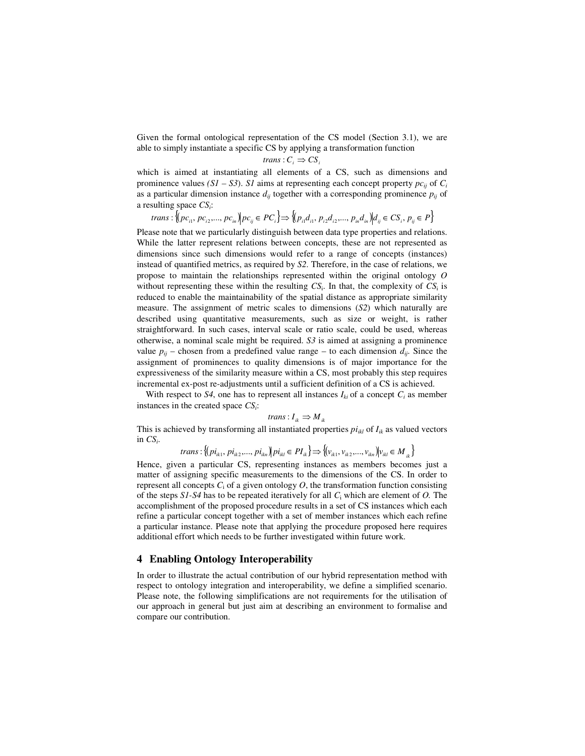Given the formal ontological representation of the CS model (Section 3.1), we are able to simply instantiate a specific CS by applying a transformation function

$$trans : C_i \Rightarrow CS_i$$

which is aimed at instantiating all elements of a CS, such as dimensions and prominence values *(S1 – S3)*. *S1* aims at representing each concept property $pc_{ij}$ of $C_i$ as a particular dimension instance $d_{ij}$ together with a corresponding prominence $p_{ij}$ of a resulting space $CS_i$:

$$trans : \{(pc_{i1}, pc_{i2}, ..., pc_{in}) | pc_{ij} \in PC_i\} \Rightarrow \{(p_{i1}d_{i1}, p_{i2}d_{i2}, ..., p_{in}d_{in}) | d_{ij} \in CS_i, p_{ij} \in P\}$$

Please note that we particularly distinguish between data type properties and relations. While the latter represent relations between concepts, these are not represented as dimensions since such dimensions would refer to a range of concepts (instances) instead of quantified metrics, as required by *S2*. Therefore, in the case of relations, we propose to maintain the relationships represented within the original ontology *O* without representing these within the resulting $CS_i$. In that, the complexity of $CS_i$ is reduced to enable the maintainability of the spatial distance as appropriate similarity measure. The assignment of metric scales to dimensions (*S2*) which naturally are described using quantitative measurements, such as size or weight, is rather straightforward. In such cases, interval scale or ratio scale, could be used, whereas otherwise, a nominal scale might be required. *S3* is aimed at assigning a prominence value $p_{ij}$ – chosen from a predefined value range – to each dimension $d_{ij}$. Since the assignment of prominences to quality dimensions is of major importance for the expressiveness of the similarity measure within a CS, most probably this step requires incremental ex-post re-adjustments until a sufficient definition of a CS is achieved.

With respect to *S4*, one has to represent all instances $I_{ki}$ of a concept $C_i$ as member instances in the created space $CS_i$:

$$trans : I_{ik} \Rightarrow M_{ik}$$

This is achieved by transforming all instantiated properties $pi_{ikl}$ of $I_{ik}$ as valued vectors in $CS_i$.

$$trans : \{(pi_{ik1}, pi_{ik2}, ..., pi_{ikn}) | pi_{ikl} \in PI_{ik}\} \Rightarrow \{(v_{ik1}, v_{ik2}, ..., v_{ikn}) | v_{ikl} \in M_{ik}\}$$

Hence, given a particular CS, representing instances as members becomes just a matter of assigning specific measurements to the dimensions of the CS. In order to represent all concepts $C_i$ of a given ontology *O*, the transformation function consisting of the steps *S1-S4* has to be repeated iteratively for all $C_i$ which are element of *O.* The accomplishment of the proposed procedure results in a set of CS instances which each refine a particular concept together with a set of member instances which each refine a particular instance. Please note that applying the procedure proposed here requires additional effort which needs to be further investigated within future work.

## 4 Enabling Ontology Interoperability

In order to illustrate the actual contribution of our hybrid representation method with respect to ontology integration and interoperability, we define a simplified scenario. Please note, the following simplifications are not requirements for the utilisation of our approach in general but just aim at describing an environment to formalise and compare our contribution.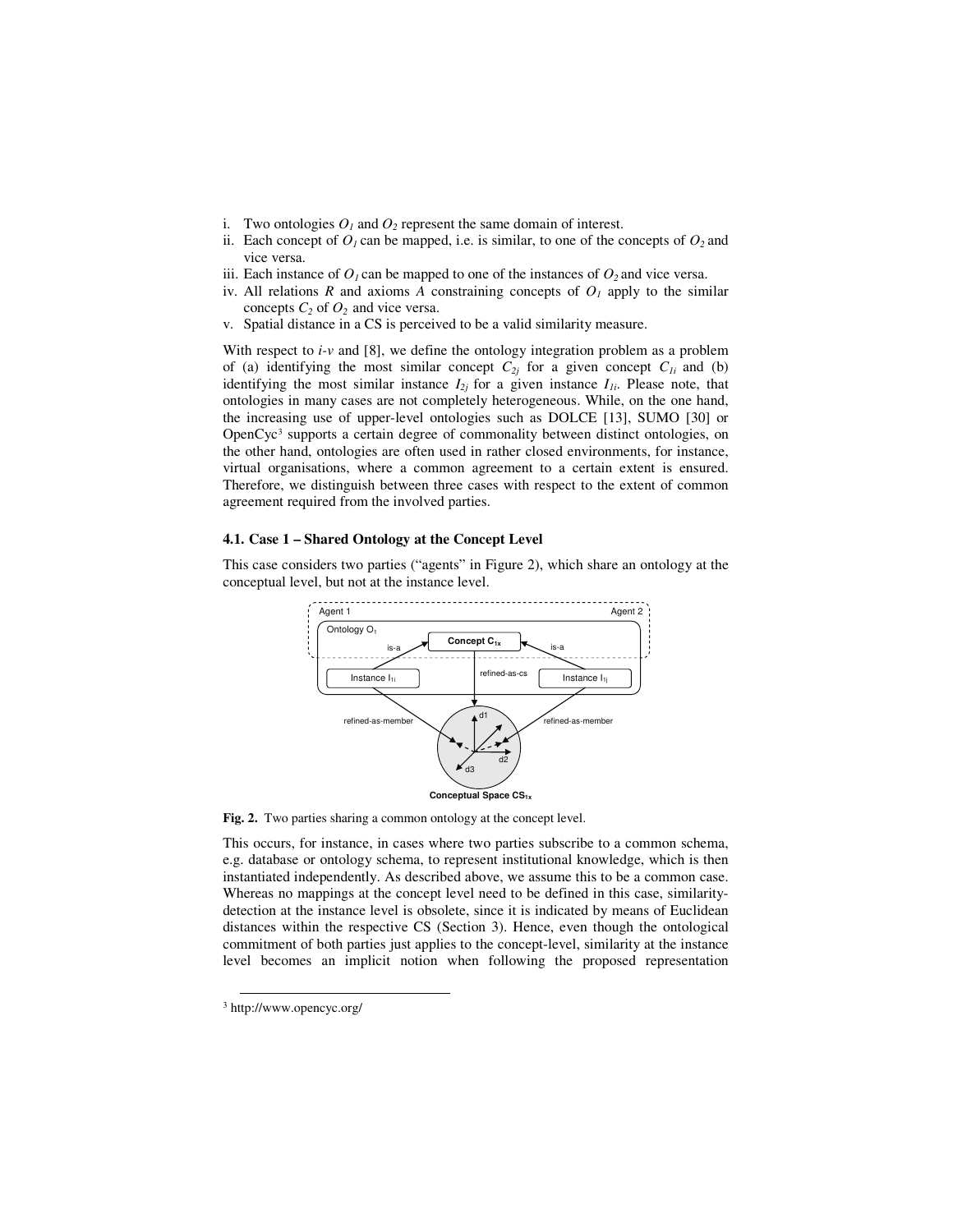i. Two ontologies $O_1$ and $O_2$ represent the same domain of interest.
ii. Each concept of $O_1$ can be mapped, i.e. is similar, to one of the concepts of $O_2$ and vice versa.
iii. Each instance of $O_1$ can be mapped to one of the instances of $O_2$ and vice versa.
iv. All relations *R* and axioms *A* constraining concepts of $O_1$ apply to the similar concepts $C_2$ of $O_2$ and vice versa.
v. Spatial distance in a CS is perceived to be a valid similarity measure.

With respect to *i-v* and [8], we define the ontology integration problem as a problem of (a) identifying the most similar concept $C_{2j}$ for a given concept $C_{1i}$ and (b) identifying the most similar instance $I_{2j}$ for a given instance $I_{1i}$. Please note, that ontologies in many cases are not completely heterogeneous. While, on the one hand, the increasing use of upper-level ontologies such as DOLCE [13], SUMO [30] or OpenCyc[3] supports a certain degree of commonality between distinct ontologies, on the other hand, ontologies are often used in rather closed environments, for instance, virtual organisations, where a common agreement to a certain extent is ensured. Therefore, we distinguish between three cases with respect to the extent of common agreement required from the involved parties.

### 4.1. Case 1 – Shared Ontology at the Concept Level

This case considers two parties ("agents" in Figure 2), which share an ontology at the conceptual level, but not at the instance level.

**Fig. 2.** Two parties sharing a common ontology at the concept level.

This occurs, for instance, in cases where two parties subscribe to a common schema, e.g. database or ontology schema, to represent institutional knowledge, which is then instantiated independently. As described above, we assume this to be a common case. Whereas no mappings at the concept level need to be defined in this case, similarity-detection at the instance level is obsolete, since it is indicated by means of Euclidean distances within the respective CS (Section 3). Hence, even though the ontological commitment of both parties just applies to the concept-level, similarity at the instance level becomes an implicit notion when following the proposed representation

[3] http://www.opencyc.org/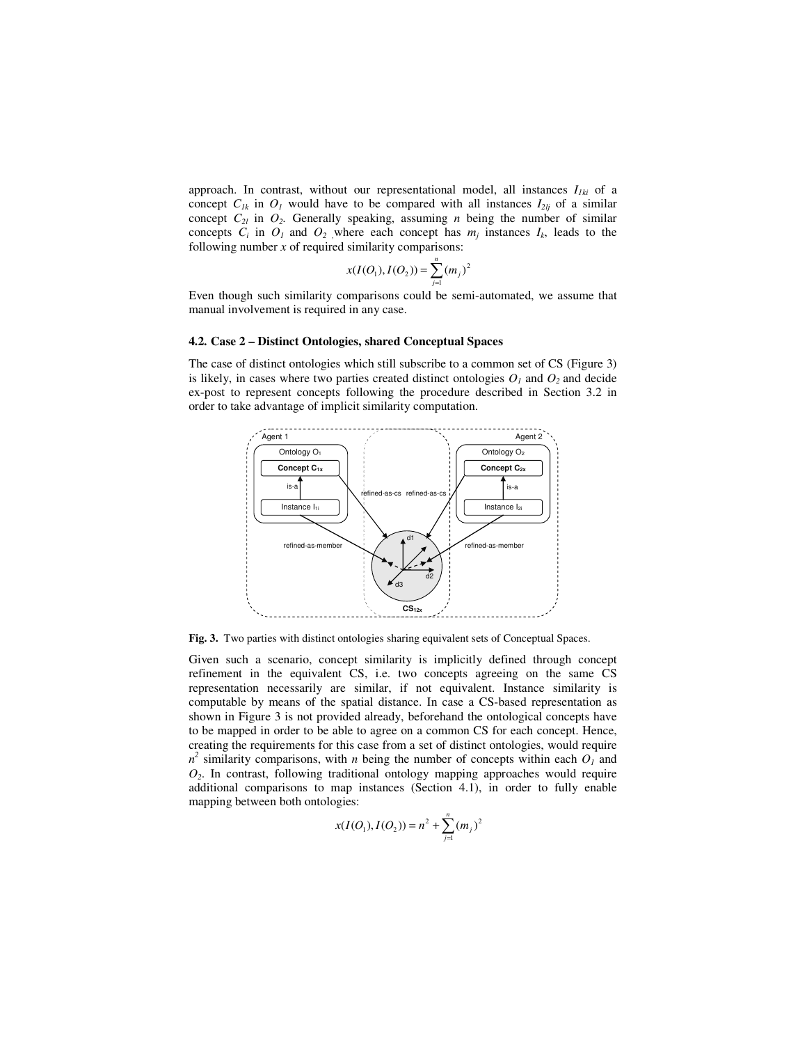approach. In contrast, without our representational model, all instances $I_{1ki}$ of a concept $C_{1k}$ in $O_1$ would have to be compared with all instances $I_{2lj}$ of a similar concept $C_{2l}$ in $O_2$. Generally speaking, assuming $n$ being the number of similar concepts $C_i$ in $O_1$ and $O_2$ , where each concept has $m_j$ instances $I_k$, leads to the following number $x$ of required similarity comparisons:

$$x(I(O_1), I(O_2)) = \sum_{j=1}^{n} (m_j)^2$$

Even though such similarity comparisons could be semi-automated, we assume that manual involvement is required in any case.

### 4.2. Case 2 – Distinct Ontologies, shared Conceptual Spaces

The case of distinct ontologies which still subscribe to a common set of CS (Figure 3) is likely, in cases where two parties created distinct ontologies $O_1$ and $O_2$ and decide ex-post to represent concepts following the procedure described in Section 3.2 in order to take advantage of implicit similarity computation.

**Fig. 3.** Two parties with distinct ontologies sharing equivalent sets of Conceptual Spaces.

Given such a scenario, concept similarity is implicitly defined through concept refinement in the equivalent CS, i.e. two concepts agreeing on the same CS representation necessarily are similar, if not equivalent. Instance similarity is computable by means of the spatial distance. In case a CS-based representation as shown in Figure 3 is not provided already, beforehand the ontological concepts have to be mapped in order to be able to agree on a common CS for each concept. Hence, creating the requirements for this case from a set of distinct ontologies, would require $n^2$ similarity comparisons, with $n$ being the number of concepts within each $O_1$ and $O_2$. In contrast, following traditional ontology mapping approaches would require additional comparisons to map instances (Section 4.1), in order to fully enable mapping between both ontologies:

$$x(I(O_1), I(O_2)) = n^2 + \sum_{j=1}^{n} (m_j)^2$$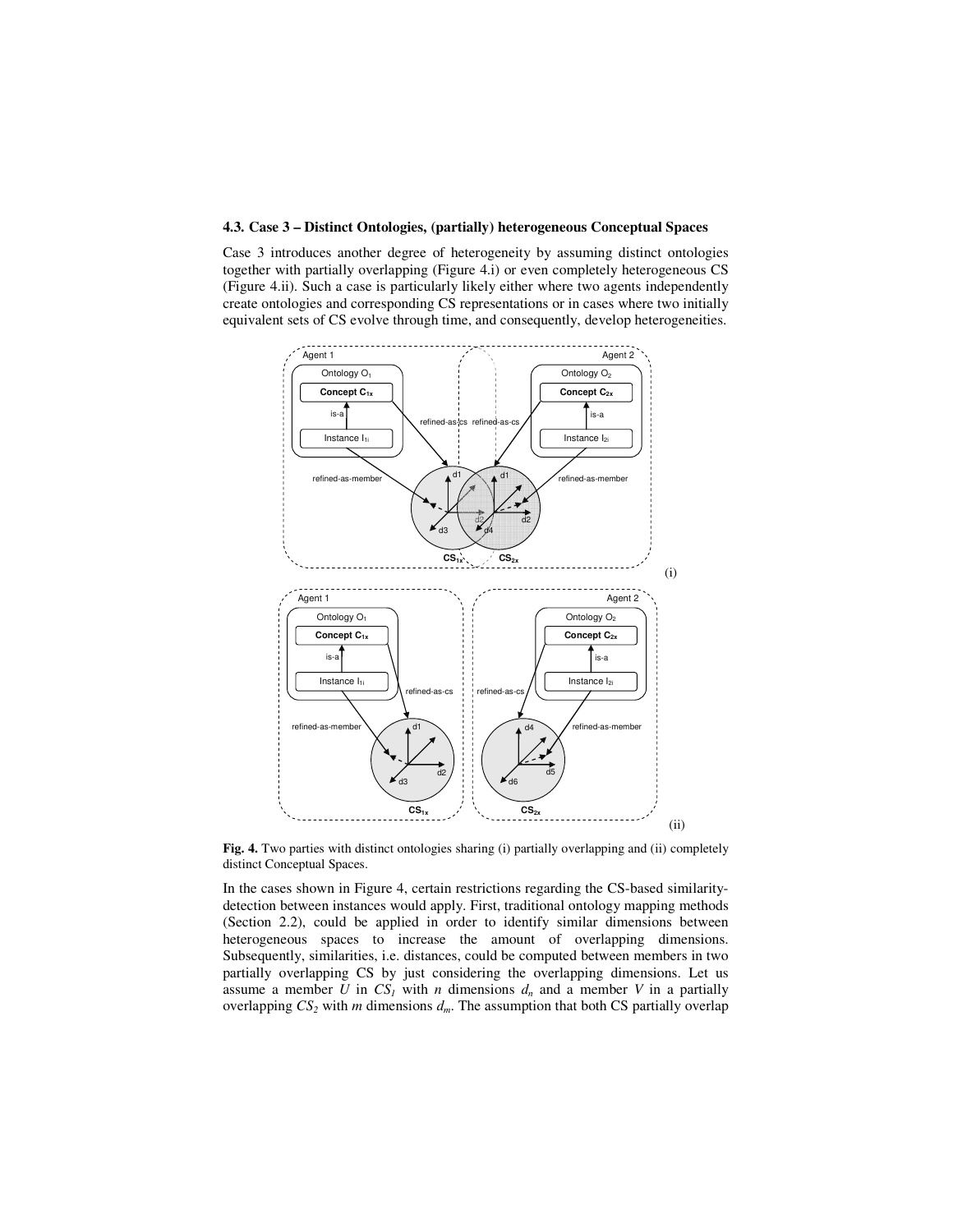### 4.3. Case 3 – Distinct Ontologies, (partially) heterogeneous Conceptual Spaces

Case 3 introduces another degree of heterogeneity by assuming distinct ontologies together with partially overlapping (Figure 4.i) or even completely heterogeneous CS (Figure 4.ii). Such a case is particularly likely either where two agents independently create ontologies and corresponding CS representations or in cases where two initially equivalent sets of CS evolve through time, and consequently, develop heterogeneities.

**Fig. 4.** Two parties with distinct ontologies sharing (i) partially overlapping and (ii) completely distinct Conceptual Spaces.

In the cases shown in Figure 4, certain restrictions regarding the CS-based similarity-detection between instances would apply. First, traditional ontology mapping methods (Section 2.2), could be applied in order to identify similar dimensions between heterogeneous spaces to increase the amount of overlapping dimensions. Subsequently, similarities, i.e. distances, could be computed between members in two partially overlapping CS by just considering the overlapping dimensions. Let us assume a member $U$ in $CS_1$ with $n$ dimensions $d_n$ and a member $V$ in a partially overlapping $CS_2$ with $m$ dimensions $d_m$. The assumption that both CS partially overlap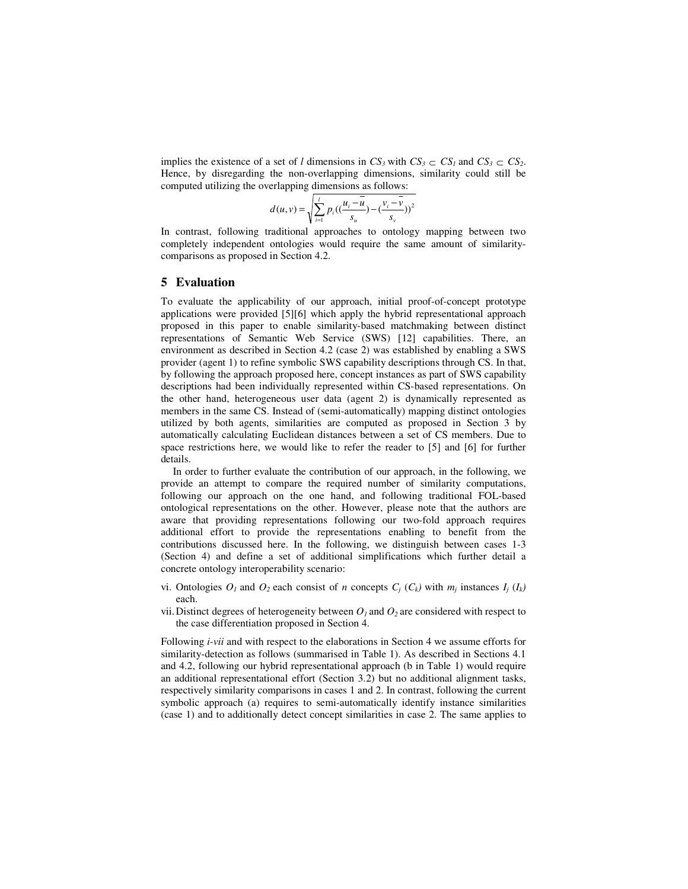implies the existence of a set of $l$ dimensions in $CS_3$ with $CS_3 \subset CS_1$ and $CS_3 \subset CS_2$. Hence, by disregarding the non-overlapping dimensions, similarity could still be computed utilizing the overlapping dimensions as follows:

$$d(u,v) = \sqrt{\sum_{i=1}^{l} p_i \left( \left( \frac{u_i - \bar{u}}{s_u} \right) - \left( \frac{v_i - \bar{v}}{s_v} \right) \right)^2}$$

In contrast, following traditional approaches to ontology mapping between two completely independent ontologies would require the same amount of similarity-comparisons as proposed in Section 4.2.

## 5 Evaluation

To evaluate the applicability of our approach, initial proof-of-concept prototype applications were provided [5][6] which apply the hybrid representational approach proposed in this paper to enable similarity-based matchmaking between distinct representations of Semantic Web Service (SWS) [12] capabilities. There, an environment as described in Section 4.2 (case 2) was established by enabling a SWS provider (agent 1) to refine symbolic SWS capability descriptions through CS. In that, by following the approach proposed here, concept instances as part of SWS capability descriptions had been individually represented within CS-based representations. On the other hand, heterogeneous user data (agent 2) is dynamically represented as members in the same CS. Instead of (semi-automatically) mapping distinct ontologies utilized by both agents, similarities are computed as proposed in Section 3 by automatically calculating Euclidean distances between a set of CS members. Due to space restrictions here, we would like to refer the reader to [5] and [6] for further details.

In order to further evaluate the contribution of our approach, in the following, we provide an attempt to compare the required number of similarity computations, following our approach on the one hand, and following traditional FOL-based ontological representations on the other. However, please note that the authors are aware that providing representations following our two-fold approach requires additional effort to provide the representations enabling to benefit from the contributions discussed here. In the following, we distinguish between cases 1-3 (Section 4) and define a set of additional simplifications which further detail a concrete ontology interoperability scenario:

vi. Ontologies $O_1$ and $O_2$ each consist of $n$ concepts $C_j$ ($C_k$) with $m_j$ instances $I_j$ ($I_k$) each.

vii. Distinct degrees of heterogeneity between $O_1$ and $O_2$ are considered with respect to the case differentiation proposed in Section 4.

Following *i-vii* and with respect to the elaborations in Section 4 we assume efforts for similarity-detection as follows (summarised in Table 1). As described in Sections 4.1 and 4.2, following our hybrid representational approach (b in Table 1) would require an additional representational effort (Section 3.2) but no additional alignment tasks, respectively similarity comparisons in cases 1 and 2. In contrast, following the current symbolic approach (a) requires to semi-automatically identify instance similarities (case 1) and to additionally detect concept similarities in case 2. The same applies to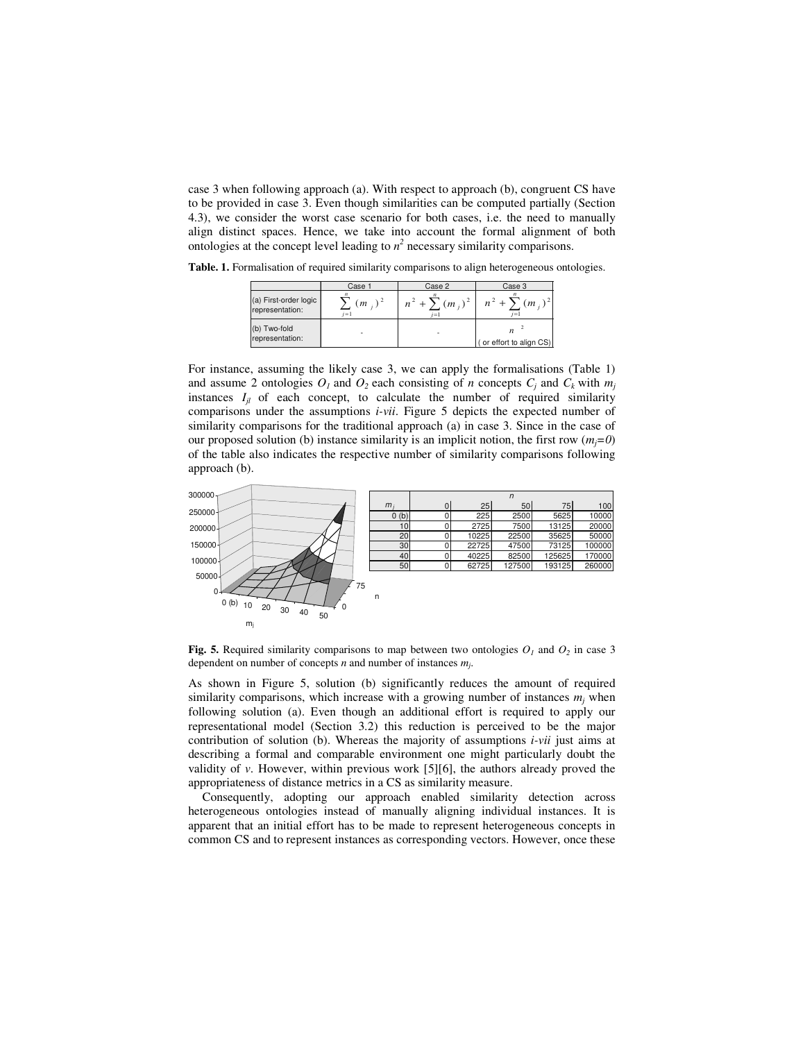case 3 when following approach (a). With respect to approach (b), congruent CS have to be provided in case 3. Even though similarities can be computed partially (Section 4.3), we consider the worst case scenario for both cases, i.e. the need to manually align distinct spaces. Hence, we take into account the formal alignment of both ontologies at the concept level leading to $n^2$ necessary similarity comparisons.

**Table. 1.** Formalisation of required similarity comparisons to align heterogeneous ontologies.

| | Case 1 | Case 2 | Case 3 |
|---|---|---|---|
| (a) First-order logic representation: | $\sum_{j=1}^{n}(m_j)^2$ | $n^2 + \sum_{j=1}^{n}(m_j)^2$ | $n^2 + \sum_{j=1}^{n}(m_j)^2$ |
| (b) Two-fold representation: | - | - | $n^2$ ( or effort to align CS) |

For instance, assuming the likely case 3, we can apply the formalisations (Table 1) and assume 2 ontologies $O_1$ and $O_2$ each consisting of $n$ concepts $C_j$ and $C_k$ with $m_j$ instances $I_{jl}$ of each concept, to calculate the number of required similarity comparisons under the assumptions *i-vii*. Figure 5 depicts the expected number of similarity comparisons for the traditional approach (a) in case 3. Since in the case of our proposed solution (b) instance similarity is an implicit notion, the first row ($m_j$=0) of the table also indicates the respective number of similarity comparisons following approach (b).

| $m_j$ | $n$ = 0 | 25 | 50 | 75 | 100 |
|---|---|---|---|---|---|
| 0 (b) | 0 | 225 | 2500 | 5625 | 10000 |
| 10 | 0 | 2725 | 7500 | 13125 | 20000 |
| 20 | 0 | 10225 | 22500 | 35625 | 50000 |
| 30 | 0 | 22725 | 47500 | 73125 | 100000 |
| 40 | 0 | 40225 | 82500 | 125625 | 170000 |
| 50 | 0 | 62725 | 127500 | 193125 | 260000 |

**Fig. 5.** Required similarity comparisons to map between two ontologies $O_1$ and $O_2$ in case 3 dependent on number of concepts $n$ and number of instances $m_j$.

As shown in Figure 5, solution (b) significantly reduces the amount of required similarity comparisons, which increase with a growing number of instances $m_j$ when following solution (a). Even though an additional effort is required to apply our representational model (Section 3.2) this reduction is perceived to be the major contribution of solution (b). Whereas the majority of assumptions *i-vii* just aims at describing a formal and comparable environment one might particularly doubt the validity of *v*. However, within previous work [5][6], the authors already proved the appropriateness of distance metrics in a CS as similarity measure.

Consequently, adopting our approach enabled similarity detection across heterogeneous ontologies instead of manually aligning individual instances. It is apparent that an initial effort has to be made to represent heterogeneous concepts in common CS and to represent instances as corresponding vectors. However, once these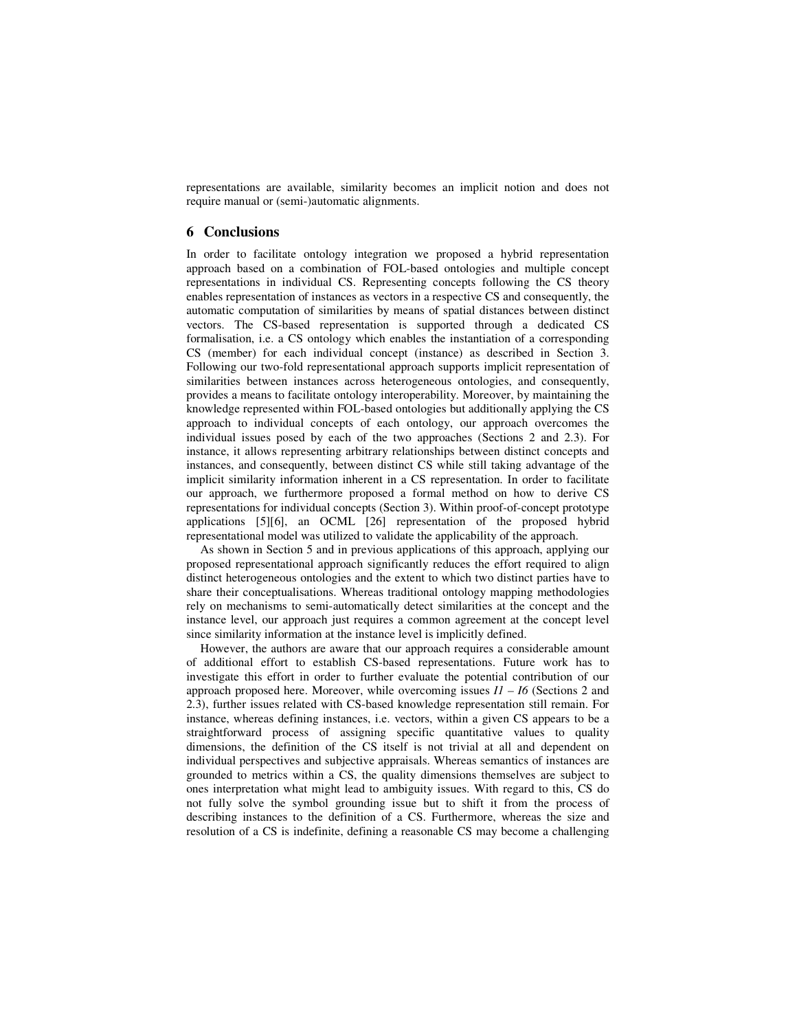representations are available, similarity becomes an implicit notion and does not require manual or (semi-)automatic alignments.

## 6 Conclusions

In order to facilitate ontology integration we proposed a hybrid representation approach based on a combination of FOL-based ontologies and multiple concept representations in individual CS. Representing concepts following the CS theory enables representation of instances as vectors in a respective CS and consequently, the automatic computation of similarities by means of spatial distances between distinct vectors. The CS-based representation is supported through a dedicated CS formalisation, i.e. a CS ontology which enables the instantiation of a corresponding CS (member) for each individual concept (instance) as described in Section 3. Following our two-fold representational approach supports implicit representation of similarities between instances across heterogeneous ontologies, and consequently, provides a means to facilitate ontology interoperability. Moreover, by maintaining the knowledge represented within FOL-based ontologies but additionally applying the CS approach to individual concepts of each ontology, our approach overcomes the individual issues posed by each of the two approaches (Sections 2 and 2.3). For instance, it allows representing arbitrary relationships between distinct concepts and instances, and consequently, between distinct CS while still taking advantage of the implicit similarity information inherent in a CS representation. In order to facilitate our approach, we furthermore proposed a formal method on how to derive CS representations for individual concepts (Section 3). Within proof-of-concept prototype applications [5][6], an OCML [26] representation of the proposed hybrid representational model was utilized to validate the applicability of the approach.

As shown in Section 5 and in previous applications of this approach, applying our proposed representational approach significantly reduces the effort required to align distinct heterogeneous ontologies and the extent to which two distinct parties have to share their conceptualisations. Whereas traditional ontology mapping methodologies rely on mechanisms to semi-automatically detect similarities at the concept and the instance level, our approach just requires a common agreement at the concept level since similarity information at the instance level is implicitly defined.

However, the authors are aware that our approach requires a considerable amount of additional effort to establish CS-based representations. Future work has to investigate this effort in order to further evaluate the potential contribution of our approach proposed here. Moreover, while overcoming issues *I1 – I6* (Sections 2 and 2.3), further issues related with CS-based knowledge representation still remain. For instance, whereas defining instances, i.e. vectors, within a given CS appears to be a straightforward process of assigning specific quantitative values to quality dimensions, the definition of the CS itself is not trivial at all and dependent on individual perspectives and subjective appraisals. Whereas semantics of instances are grounded to metrics within a CS, the quality dimensions themselves are subject to ones interpretation what might lead to ambiguity issues. With regard to this, CS do not fully solve the symbol grounding issue but to shift it from the process of describing instances to the definition of a CS. Furthermore, whereas the size and resolution of a CS is indefinite, defining a reasonable CS may become a challenging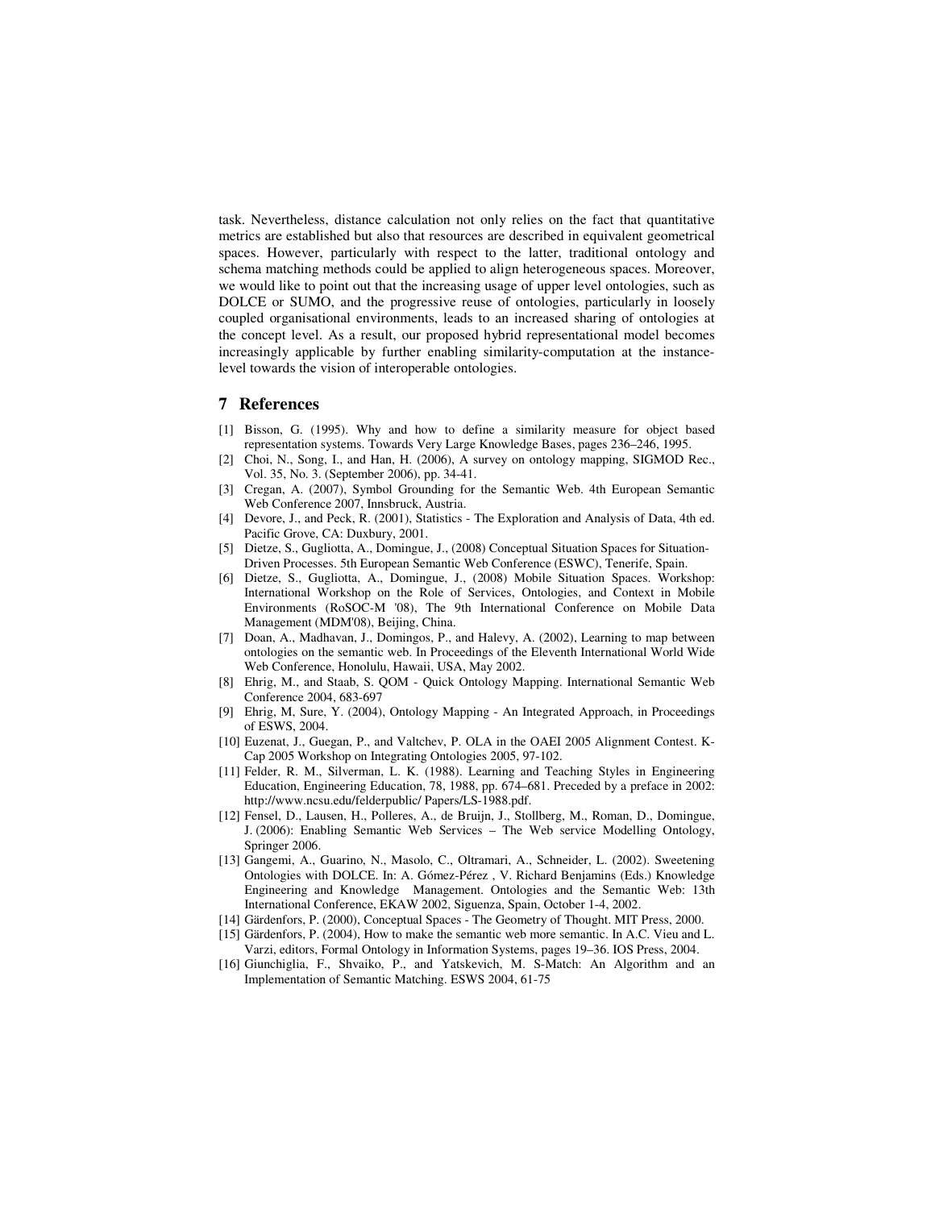task. Nevertheless, distance calculation not only relies on the fact that quantitative metrics are established but also that resources are described in equivalent geometrical spaces. However, particularly with respect to the latter, traditional ontology and schema matching methods could be applied to align heterogeneous spaces. Moreover, we would like to point out that the increasing usage of upper level ontologies, such as DOLCE or SUMO, and the progressive reuse of ontologies, particularly in loosely coupled organisational environments, leads to an increased sharing of ontologies at the concept level. As a result, our proposed hybrid representational model becomes increasingly applicable by further enabling similarity-computation at the instance-level towards the vision of interoperable ontologies.

## 7 References

[1] Bisson, G. (1995). Why and how to define a similarity measure for object based representation systems. Towards Very Large Knowledge Bases, pages 236–246, 1995.

[2] Choi, N., Song, I., and Han, H. (2006), A survey on ontology mapping, SIGMOD Rec., Vol. 35, No. 3. (September 2006), pp. 34-41.

[3] Cregan, A. (2007), Symbol Grounding for the Semantic Web. 4th European Semantic Web Conference 2007, Innsbruck, Austria.

[4] Devore, J., and Peck, R. (2001), Statistics - The Exploration and Analysis of Data, 4th ed. Pacific Grove, CA: Duxbury, 2001.

[5] Dietze, S., Gugliotta, A., Domingue, J., (2008) Conceptual Situation Spaces for Situation-Driven Processes. 5th European Semantic Web Conference (ESWC), Tenerife, Spain.

[6] Dietze, S., Gugliotta, A., Domingue, J., (2008) Mobile Situation Spaces. Workshop: International Workshop on the Role of Services, Ontologies, and Context in Mobile Environments (RoSOC-M '08), The 9th International Conference on Mobile Data Management (MDM'08), Beijing, China.

[7] Doan, A., Madhavan, J., Domingos, P., and Halevy, A. (2002), Learning to map between ontologies on the semantic web. In Proceedings of the Eleventh International World Wide Web Conference, Honolulu, Hawaii, USA, May 2002.

[8] Ehrig, M., and Staab, S. QOM - Quick Ontology Mapping. International Semantic Web Conference 2004, 683-697

[9] Ehrig, M, Sure, Y. (2004), Ontology Mapping - An Integrated Approach, in Proceedings of ESWS, 2004.

[10] Euzenat, J., Guegan, P., and Valtchev, P. OLA in the OAEI 2005 Alignment Contest. K-Cap 2005 Workshop on Integrating Ontologies 2005, 97-102.

[11] Felder, R. M., Silverman, L. K. (1988). Learning and Teaching Styles in Engineering Education, Engineering Education, 78, 1988, pp. 674–681. Preceded by a preface in 2002: http://www.ncsu.edu/felderpublic/ Papers/LS-1988.pdf.

[12] Fensel, D., Lausen, H., Polleres, A., de Bruijn, J., Stollberg, M., Roman, D., Domingue, J. (2006): Enabling Semantic Web Services – The Web service Modelling Ontology, Springer 2006.

[13] Gangemi, A., Guarino, N., Masolo, C., Oltramari, A., Schneider, L. (2002). Sweetening Ontologies with DOLCE. In: A. Gómez-Pérez , V. Richard Benjamins (Eds.) Knowledge Engineering and Knowledge Management. Ontologies and the Semantic Web: 13th International Conference, EKAW 2002, Siguenza, Spain, October 1-4, 2002.

[14] Gärdenfors, P. (2000), Conceptual Spaces - The Geometry of Thought. MIT Press, 2000.

[15] Gärdenfors, P. (2004), How to make the semantic web more semantic. In A.C. Vieu and L. Varzi, editors, Formal Ontology in Information Systems, pages 19–36. IOS Press, 2004.

[16] Giunchiglia, F., Shvaiko, P., and Yatskevich, M. S-Match: An Algorithm and an Implementation of Semantic Matching. ESWS 2004, 61-75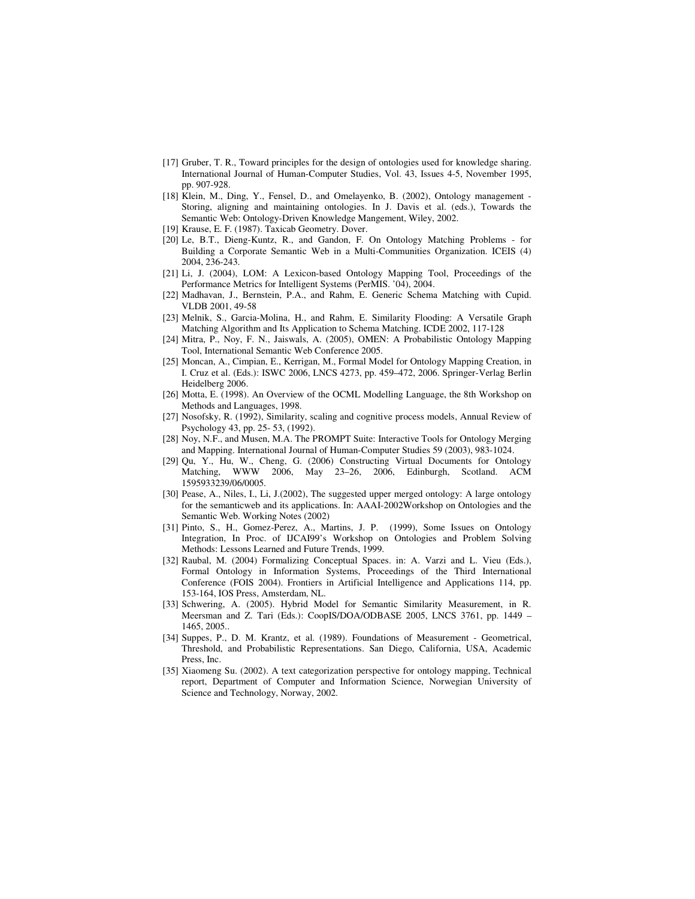[17] Gruber, T. R., Toward principles for the design of ontologies used for knowledge sharing. International Journal of Human-Computer Studies, Vol. 43, Issues 4-5, November 1995, pp. 907-928.

[18] Klein, M., Ding, Y., Fensel, D., and Omelayenko, B. (2002), Ontology management - Storing, aligning and maintaining ontologies. In J. Davis et al. (eds.), Towards the Semantic Web: Ontology-Driven Knowledge Mangement, Wiley, 2002.

[19] Krause, E. F. (1987). Taxicab Geometry. Dover.

[20] Le, B.T., Dieng-Kuntz, R., and Gandon, F. On Ontology Matching Problems - for Building a Corporate Semantic Web in a Multi-Communities Organization. ICEIS (4) 2004, 236-243.

[21] Li, J. (2004), LOM: A Lexicon-based Ontology Mapping Tool, Proceedings of the Performance Metrics for Intelligent Systems (PerMIS. '04), 2004.

[22] Madhavan, J., Bernstein, P.A., and Rahm, E. Generic Schema Matching with Cupid. VLDB 2001, 49-58

[23] Melnik, S., Garcia-Molina, H., and Rahm, E. Similarity Flooding: A Versatile Graph Matching Algorithm and Its Application to Schema Matching. ICDE 2002, 117-128

[24] Mitra, P., Noy, F. N., Jaiswals, A. (2005), OMEN: A Probabilistic Ontology Mapping Tool, International Semantic Web Conference 2005.

[25] Moncan, A., Cimpian, E., Kerrigan, M., Formal Model for Ontology Mapping Creation, in I. Cruz et al. (Eds.): ISWC 2006, LNCS 4273, pp. 459–472, 2006. Springer-Verlag Berlin Heidelberg 2006.

[26] Motta, E. (1998). An Overview of the OCML Modelling Language, the 8th Workshop on Methods and Languages, 1998.

[27] Nosofsky, R. (1992), Similarity, scaling and cognitive process models, Annual Review of Psychology 43, pp. 25- 53, (1992).

[28] Noy, N.F., and Musen, M.A. The PROMPT Suite: Interactive Tools for Ontology Merging and Mapping. International Journal of Human-Computer Studies 59 (2003), 983-1024.

[29] Qu, Y., Hu, W., Cheng, G. (2006) Constructing Virtual Documents for Ontology Matching, WWW 2006, May 23–26, 2006, Edinburgh, Scotland. ACM 1595933239/06/0005.

[30] Pease, A., Niles, I., Li, J.(2002), The suggested upper merged ontology: A large ontology for the semanticweb and its applications. In: AAAI-2002Workshop on Ontologies and the Semantic Web. Working Notes (2002)

[31] Pinto, S., H., Gomez-Perez, A., Martins, J. P. (1999), Some Issues on Ontology Integration, In Proc. of IJCAI99's Workshop on Ontologies and Problem Solving Methods: Lessons Learned and Future Trends, 1999.

[32] Raubal, M. (2004) Formalizing Conceptual Spaces. in: A. Varzi and L. Vieu (Eds.), Formal Ontology in Information Systems, Proceedings of the Third International Conference (FOIS 2004). Frontiers in Artificial Intelligence and Applications 114, pp. 153-164, IOS Press, Amsterdam, NL.

[33] Schwering, A. (2005). Hybrid Model for Semantic Similarity Measurement, in R. Meersman and Z. Tari (Eds.): CoopIS/DOA/ODBASE 2005, LNCS 3761, pp. 1449 – 1465, 2005..

[34] Suppes, P., D. M. Krantz, et al. (1989). Foundations of Measurement - Geometrical, Threshold, and Probabilistic Representations. San Diego, California, USA, Academic Press, Inc.

[35] Xiaomeng Su. (2002). A text categorization perspective for ontology mapping, Technical report, Department of Computer and Information Science, Norwegian University of Science and Technology, Norway, 2002.